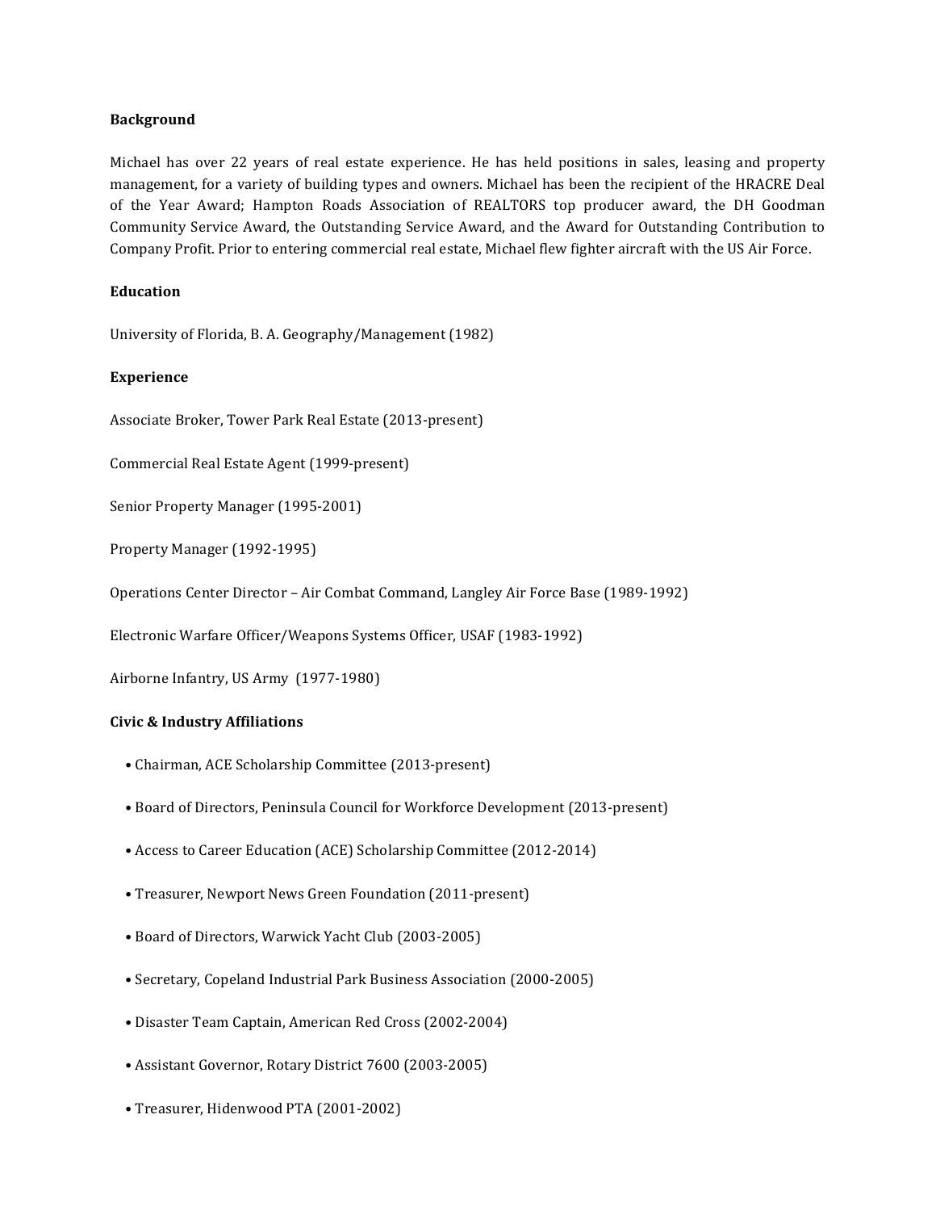**Background**

Michael has over 22 years of real estate experience. He has held positions in sales, leasing and property management, for a variety of building types and owners. Michael has been the recipient of the HRACRE Deal of the Year Award; Hampton Roads Association of REALTORS top producer award, the DH Goodman Community Service Award, the Outstanding Service Award, and the Award for Outstanding Contribution to Company Profit. Prior to entering commercial real estate, Michael flew fighter aircraft with the US Air Force.

**Education**

University of Florida, B. A. Geography/Management (1982)

**Experience**

Associate Broker, Tower Park Real Estate (2013-present)

Commercial Real Estate Agent (1999-present)

Senior Property Manager (1995-2001)

Property Manager (1992-1995)

Operations Center Director – Air Combat Command, Langley Air Force Base (1989-1992)

Electronic Warfare Officer/Weapons Systems Officer, USAF (1983-1992)

Airborne Infantry, US Army (1977-1980)

**Civic & Industry Affiliations**

- Chairman, ACE Scholarship Committee (2013-present)
- Board of Directors, Peninsula Council for Workforce Development (2013-present)
- Access to Career Education (ACE) Scholarship Committee (2012-2014)
- Treasurer, Newport News Green Foundation (2011-present)
- Board of Directors, Warwick Yacht Club (2003-2005)
- Secretary, Copeland Industrial Park Business Association (2000-2005)
- Disaster Team Captain, American Red Cross (2002-2004)
- Assistant Governor, Rotary District 7600 (2003-2005)
- Treasurer, Hidenwood PTA (2001-2002)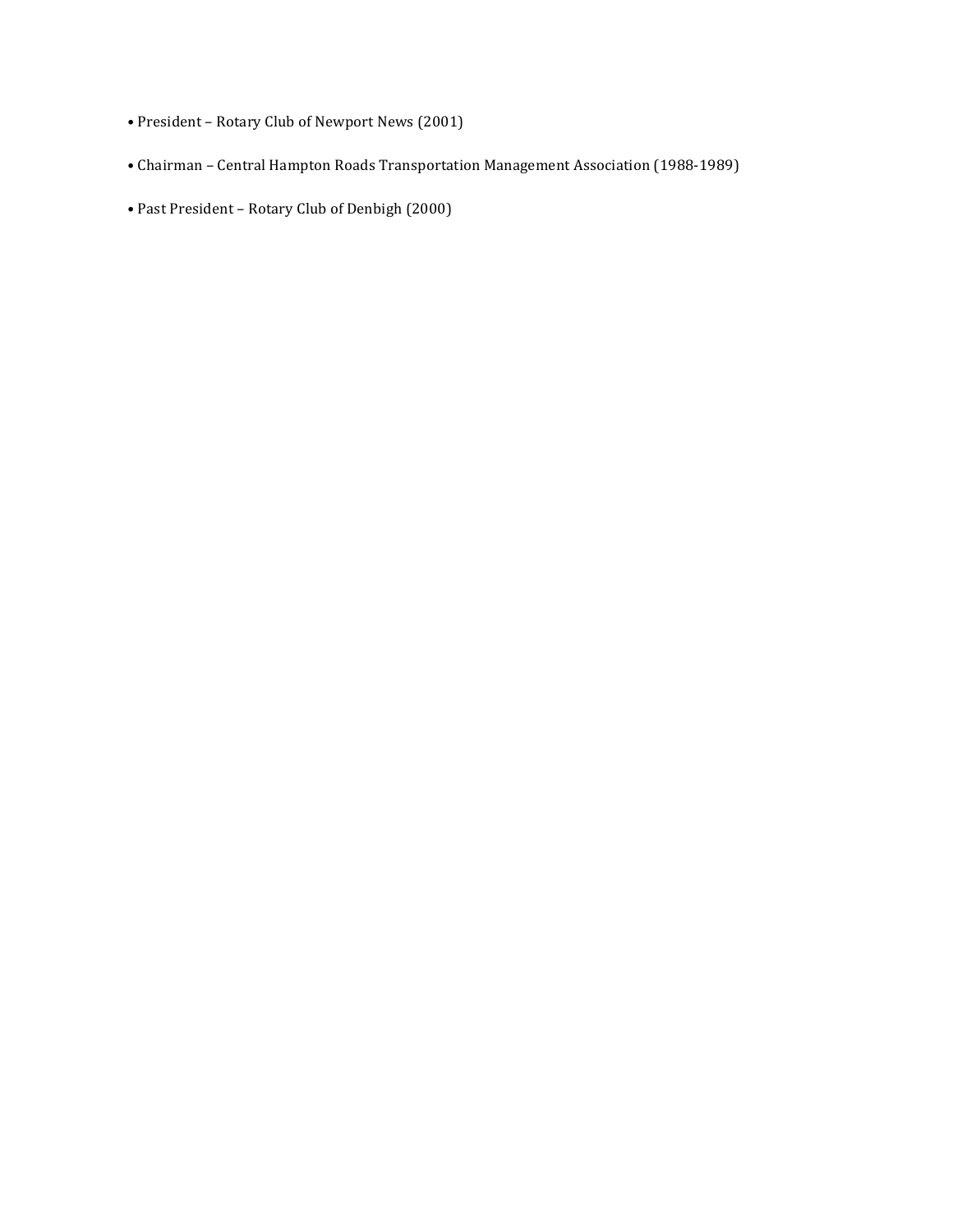- President – Rotary Club of Newport News (2001)
- Chairman – Central Hampton Roads Transportation Management Association (1988-1989)
- Past President – Rotary Club of Denbigh (2000)